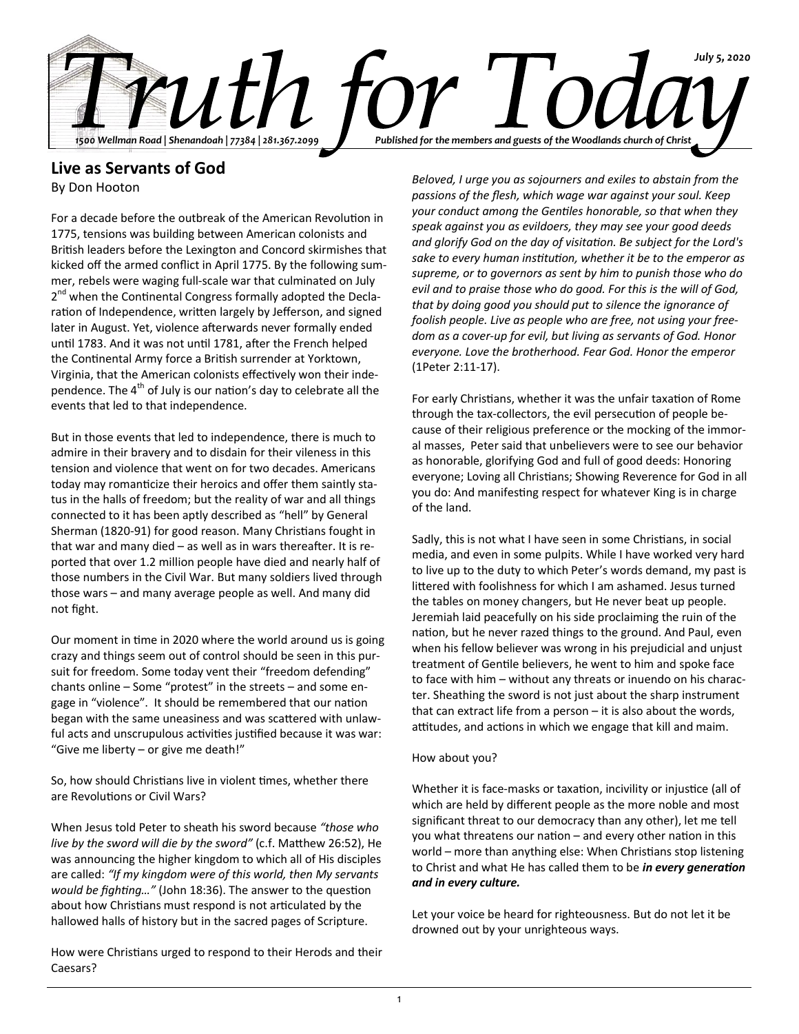# Truth for Today

*July 5, 2020*

*1500 Wellman Road | Shenandoah | 77384 | 281.367.2099*

*Published for the members and guests of the Woodlands church of Christ*

## Live as Servants of God

By Don Hooton

For a decade before the outbreak of the American Revolution in 1775, tensions was building between American colonists and British leaders before the Lexington and Concord skirmishes that kicked off the armed conflict in April 1775. By the following summer, rebels were waging full-scale war that culminated on July 2nd when the Continental Congress formally adopted the Declaration of Independence, written largely by Jefferson, and signed later in August. Yet, violence afterwards never formally ended until 1783. And it was not until 1781, after the French helped the Continental Army force a British surrender at Yorktown, Virginia, that the American colonists effectively won their independence. The 4th of July is our nation's day to celebrate all the events that led to that independence.

But in those events that led to independence, there is much to admire in their bravery and to disdain for their vileness in this tension and violence that went on for two decades. Americans today may romanticize their heroics and offer them saintly status in the halls of freedom; but the reality of war and all things connected to it has been aptly described as "hell" by General Sherman (1820-91) for good reason. Many Christians fought in that war and many died – as well as in wars thereafter. It is reported that over 1.2 million people have died and nearly half of those numbers in the Civil War. But many soldiers lived through those wars – and many average people as well. And many did not fight.

Our moment in time in 2020 where the world around us is going crazy and things seem out of control should be seen in this pursuit for freedom. Some today vent their "freedom defending" chants online – Some "protest" in the streets – and some engage in "violence". It should be remembered that our nation began with the same uneasiness and was scattered with unlawful acts and unscrupulous activities justified because it was war: "Give me liberty – or give me death!"

So, how should Christians live in violent times, whether there are Revolutions or Civil Wars?

When Jesus told Peter to sheath his sword because *"those who live by the sword will die by the sword"* (c.f. Matthew 26:52), He was announcing the higher kingdom to which all of His disciples are called: *"If my kingdom were of this world, then My servants would be fighting…"* (John 18:36). The answer to the question about how Christians must respond is not articulated by the hallowed halls of history but in the sacred pages of Scripture.

How were Christians urged to respond to their Herods and their Caesars?

*Beloved, I urge you as sojourners and exiles to abstain from the passions of the flesh, which wage war against your soul. Keep your conduct among the Gentiles honorable, so that when they speak against you as evildoers, they may see your good deeds and glorify God on the day of visitation. Be subject for the Lord's sake to every human institution, whether it be to the emperor as supreme, or to governors as sent by him to punish those who do evil and to praise those who do good. For this is the will of God, that by doing good you should put to silence the ignorance of foolish people. Live as people who are free, not using your freedom as a cover-up for evil, but living as servants of God. Honor everyone. Love the brotherhood. Fear God. Honor the emperor* (1Peter 2:11-17).

For early Christians, whether it was the unfair taxation of Rome through the tax-collectors, the evil persecution of people because of their religious preference or the mocking of the immoral masses, Peter said that unbelievers were to see our behavior as honorable, glorifying God and full of good deeds: Honoring everyone; Loving all Christians; Showing Reverence for God in all you do: And manifesting respect for whatever King is in charge of the land.

Sadly, this is not what I have seen in some Christians, in social media, and even in some pulpits. While I have worked very hard to live up to the duty to which Peter's words demand, my past is littered with foolishness for which I am ashamed. Jesus turned the tables on money changers, but He never beat up people. Jeremiah laid peacefully on his side proclaiming the ruin of the nation, but he never razed things to the ground. And Paul, even when his fellow believer was wrong in his prejudicial and unjust treatment of Gentile believers, he went to him and spoke face to face with him – without any threats or inuendo on his character. Sheathing the sword is not just about the sharp instrument that can extract life from a person – it is also about the words, attitudes, and actions in which we engage that kill and maim.

How about you?

Whether it is face-masks or taxation, incivility or injustice (all of which are held by different people as the more noble and most significant threat to our democracy than any other), let me tell you what threatens our nation – and every other nation in this world – more than anything else: When Christians stop listening to Christ and what He has called them to be ***in every generation and in every culture.***

Let your voice be heard for righteousness. But do not let it be drowned out by your unrighteous ways.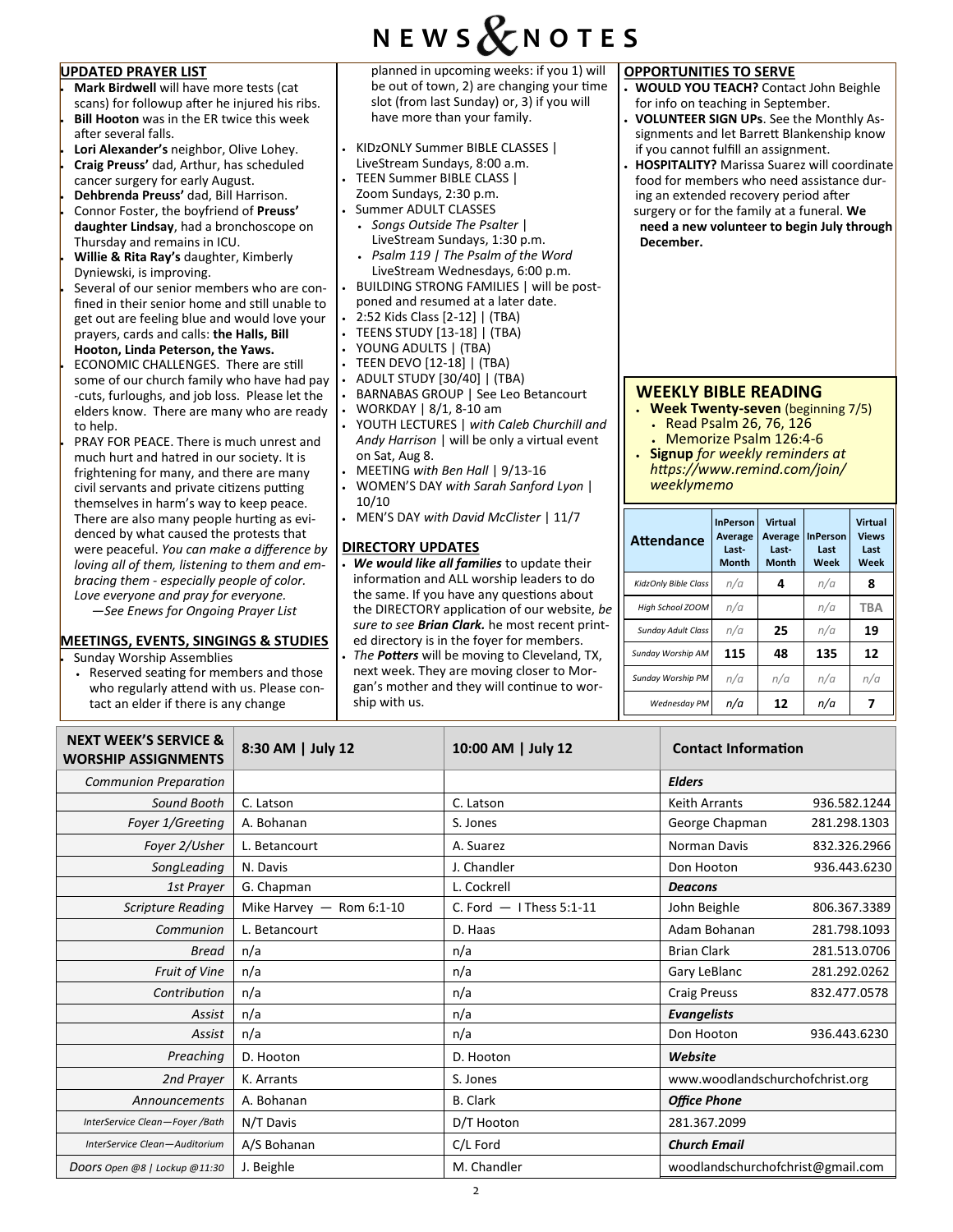# NEWS & NOTES

## UPDATED PRAYER LIST

- **Mark Birdwell** will have more tests (cat scans) for followup after he injured his ribs.
- **Bill Hooton** was in the ER twice this week after several falls.
- **Lori Alexander's** neighbor, Olive Lohey.
- **Craig Preuss'** dad, Arthur, has scheduled cancer surgery for early August.
- **Dehbrenda Preuss'** dad, Bill Harrison.
- Connor Foster, the boyfriend of **Preuss' daughter Lindsay**, had a bronchoscope on Thursday and remains in ICU.
- **Willie & Rita Ray's** daughter, Kimberly Dyniewski, is improving.
- Several of our senior members who are confined in their senior home and still unable to get out are feeling blue and would love your prayers, cards and calls: **the Halls, Bill Hooton, Linda Peterson, the Yaws.**
- ECONOMIC CHALLENGES. There are still some of our church family who have had pay-cuts, furloughs, and job loss. Please let the elders know. There are many who are ready to help.
- PRAY FOR PEACE. There is much unrest and much hurt and hatred in our society. It is frightening for many, and there are many civil servants and private citizens putting themselves in harm's way to keep peace. There are also many people hurting as evidenced by what caused the protests that were peaceful. *You can make a difference by loving all of them, listening to them and embracing them - especially people of color. Love everyone and pray for everyone.*
  *—See Enews for Ongoing Prayer List*

## MEETINGS, EVENTS, SINGINGS & STUDIES

- Sunday Worship Assemblies
  - Reserved seating for members and those who regularly attend with us. Please contact an elder if there is any change planned in upcoming weeks: if you 1) will be out of town, 2) are changing your time slot (from last Sunday) or, 3) if you will have more than your family.
- KIDzONLY Summer BIBLE CLASSES | LiveStream Sundays, 8:00 a.m.
- TEEN Summer BIBLE CLASS | Zoom Sundays, 2:30 p.m.
- Summer ADULT CLASSES
  - *Songs Outside The Psalter* | LiveStream Sundays, 1:30 p.m.
  - *Psalm 119 | The Psalm of the Word* LiveStream Wednesdays, 6:00 p.m.
- BUILDING STRONG FAMILIES | will be postponed and resumed at a later date.
- 2:52 Kids Class [2-12] | (TBA)
- TEENS STUDY [13-18] | (TBA)
- YOUNG ADULTS | (TBA)
- TEEN DEVO [12-18] | (TBA)
- ADULT STUDY [30/40] | (TBA)
- BARNABAS GROUP | See Leo Betancourt
- WORKDAY | 8/1, 8-10 am
- YOUTH LECTURES | *with Caleb Churchill and Andy Harrison* | will be only a virtual event on Sat, Aug 8.
- MEETING *with Ben Hall* | 9/13-16
- WOMEN'S DAY *with Sarah Sanford Lyon* | 10/10
- MEN'S DAY *with David McClister* | 11/7

## DIRECTORY UPDATES

- ***We would like all families*** to update their information and ALL worship leaders to do the same. If you have any questions about the DIRECTORY application of our website, *be sure to see **Brian Clark.*** he most recent printed directory is in the foyer for members.
- *The **Potters*** will be moving to Cleveland, TX, next week. They are moving closer to Morgan's mother and they will continue to worship with us.

## OPPORTUNITIES TO SERVE

- **WOULD YOU TEACH?** Contact John Beighle for info on teaching in September.
- **VOLUNTEER SIGN UPs**. See the Monthly Assignments and let Barrett Blankenship know if you cannot fulfill an assignment.
- **HOSPITALITY?** Marissa Suarez will coordinate food for members who need assistance during an extended recovery period after surgery or for the family at a funeral. **We need a new volunteer to begin July through December.**

## WEEKLY BIBLE READING

- **Week Twenty-seven** (beginning 7/5)
  - Read Psalm 26, 76, 126
  - Memorize Psalm 126:4-6
- **Signup** *for weekly reminders at https://www.remind.com/join/weeklymemo*

| Attendance | InPerson Average Last-Month | Virtual Average Last-Month | InPerson Last Week | Virtual Views Last Week |
|---|---|---|---|---|
| *KidzOnly Bible Class* | *n/a* | **4** | *n/a* | **8** |
| *High School ZOOM* | *n/a* | | *n/a* | **TBA** |
| *Sunday Adult Class* | *n/a* | **25** | *n/a* | **19** |
| *Sunday Worship AM* | **115** | **48** | **135** | **12** |
| *Sunday Worship PM* | *n/a* | *n/a* | *n/a* | *n/a* |
| *Wednesday PM* | ***n/a*** | **12** | ***n/a*** | **7** |

| NEXT WEEK'S SERVICE & WORSHIP ASSIGNMENTS | 8:30 AM \| July 12 | 10:00 AM \| July 12 |
|---|---|---|
| *Communion Preparation* | | |
| *Sound Booth* | C. Latson | C. Latson |
| *Foyer 1/Greeting* | A. Bohanan | S. Jones |
| *Foyer 2/Usher* | L. Betancourt | A. Suarez |
| *SongLeading* | N. Davis | J. Chandler |
| *1st Prayer* | G. Chapman | L. Cockrell |
| *Scripture Reading* | Mike Harvey — Rom 6:1-10 | C. Ford — I Thess 5:1-11 |
| *Communion* | L. Betancourt | D. Haas |
| *Bread* | n/a | n/a |
| *Fruit of Vine* | n/a | n/a |
| *Contribution* | n/a | n/a |
| *Assist* | n/a | n/a |
| *Assist* | n/a | n/a |
| *Preaching* | D. Hooton | D. Hooton |
| *2nd Prayer* | K. Arrants | S. Jones |
| *Announcements* | A. Bohanan | B. Clark |
| *InterService Clean—Foyer /Bath* | N/T Davis | D/T Hooton |
| *InterService Clean—Auditorium* | A/S Bohanan | C/L Ford |
| *Doors Open @8 \| Lockup @11:30* | J. Beighle | M. Chandler |

| Contact Information | |
|---|---|
| ***Elders*** | |
| Keith Arrants | 936.582.1244 |
| George Chapman | 281.298.1303 |
| Norman Davis | 832.326.2966 |
| Don Hooton | 936.443.6230 |
| ***Deacons*** | |
| John Beighle | 806.367.3389 |
| Adam Bohanan | 281.798.1093 |
| Brian Clark | 281.513.0706 |
| Gary LeBlanc | 281.292.0262 |
| Craig Preuss | 832.477.0578 |
| ***Evangelists*** | |
| Don Hooton | 936.443.6230 |
| ***Website*** | |
| www.woodlandschurchofchrist.org | |
| ***Office Phone*** | |
| 281.367.2099 | |
| ***Church Email*** | |
| woodlandschurchofchrist@gmail.com | |